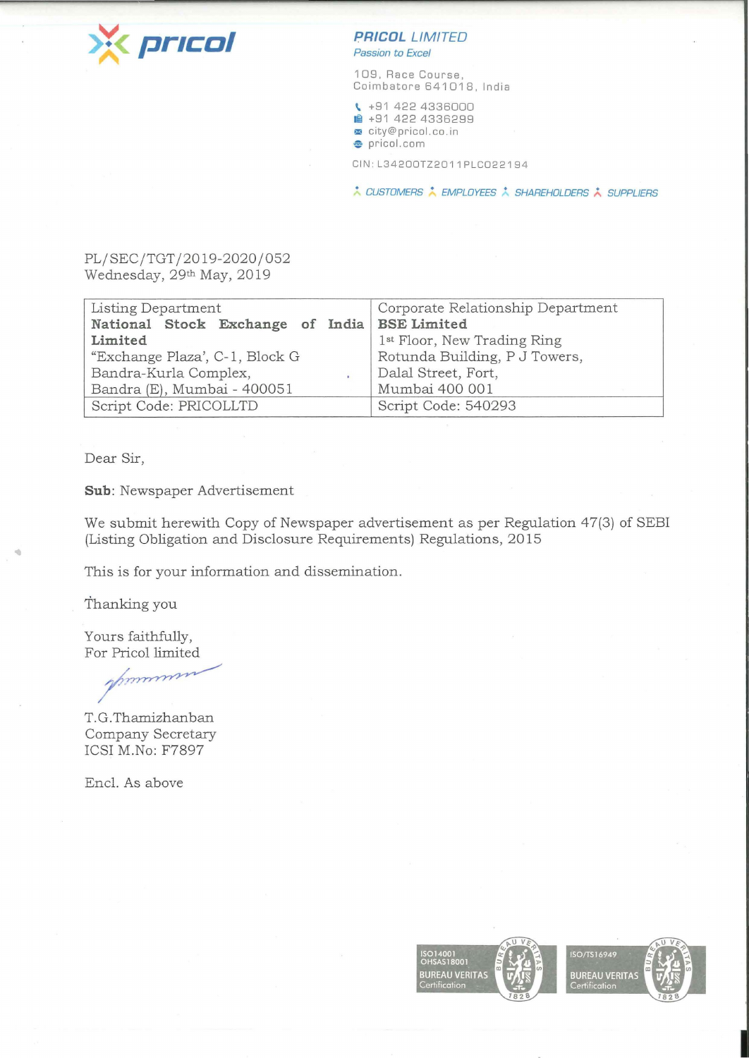pricol

**PRICOL LIMITED**
*Passion to Excel*

109, Race Course,
Coimbatore 641018, India

+91 422 4336000
+91 422 4336299
city@pricol.co.in
pricol.com

CIN: L34200TZ2011PLC022194

*CUSTOMERS EMPLOYEES SHAREHOLDERS SUPPLIERS*

PL/SEC/TGT/2019-2020/052
Wednesday, 29th May, 2019

| Listing Department<br>**National Stock Exchange of India Limited**<br>"Exchange Plaza', C-1, Block G<br>Bandra-Kurla Complex,<br>Bandra (E), Mumbai - 400051 | Corporate Relationship Department<br>**BSE Limited**<br>1st Floor, New Trading Ring<br>Rotunda Building, P J Towers,<br>Dalal Street, Fort,<br>Mumbai 400 001 |
|---|---|
| Script Code: PRICOLLTD | Script Code: 540293 |

Dear Sir,

**Sub**: Newspaper Advertisement

We submit herewith Copy of Newspaper advertisement as per Regulation 47(3) of SEBI (Listing Obligation and Disclosure Requirements) Regulations, 2015

This is for your information and dissemination.

Thanking you

Yours faithfully,
For Pricol limited

T.G.Thamizhanban
Company Secretary
ICSI M.No: F7897

Encl. As above

ISO14001
OHSAS18001
BUREAU VERITAS
Certification

ISO/TS16949
BUREAU VERITAS
Certification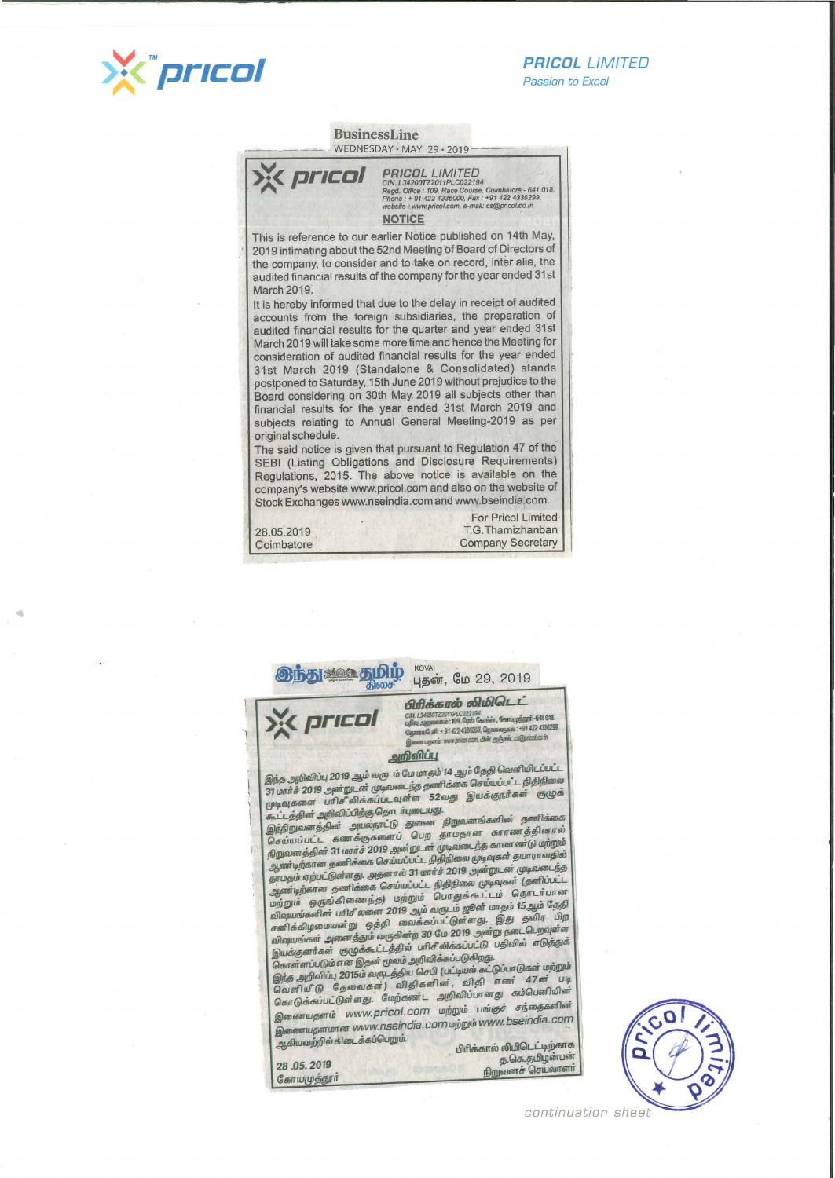pricol

**PRICOL LIMITED**
*Passion to Excel*

BusinessLine
WEDNESDAY • MAY 29 • 2019

pricol

**PRICOL LIMITED**
CIN. L34200TZ2011PLC022194
Regd. Office : 109, Race Course, Coimbatore - 641 018.
Phone : + 91 422 4336000, Fax : +91 422 4336299,
website : www.pricol.com, e-mail: cs@pricol.co.in

**NOTICE**

This is reference to our earlier Notice published on 14th May, 2019 intimating about the 52nd Meeting of Board of Directors of the company, to consider and to take on record, inter alia, the audited financial results of the company for the year ended 31st March 2019.

It is hereby informed that due to the delay in receipt of audited accounts from the foreign subsidiaries, the preparation of audited financial results for the quarter and year ended 31st March 2019 will take some more time and hence the Meeting for consideration of audited financial results for the year ended 31st March 2019 (Standalone & Consolidated) stands postponed to Saturday, 15th June 2019 without prejudice to the Board considering on 30th May 2019 all subjects other than financial results for the year ended 31st March 2019 and subjects relating to Annual General Meeting-2019 as per original schedule.

The said notice is given that pursuant to Regulation 47 of the SEBI (Listing Obligations and Disclosure Requirements) Regulations, 2015. The above notice is available on the company's website www.pricol.com and also on the website of Stock Exchanges www.nseindia.com and www.bseindia.com.

28.05.2019
Coimbatore

For Pricol Limited
T.G.Thamizhanban
Company Secretary

இந்து தமிழ் திசை
KOVAI
புதன், மே 29, 2019

pricol

**பிரிக்கால் லிமிடெட்**
CIN. L34200TZ2011PLC022194
பதிவு அலுவலகம் : 109, ரேஸ் கோர்ஸ், கோயமுத்தூர் - 641 018.
தொலைபேசி : + 91 422 4336000, தொலைநகல் : +91 422 4336299,
இணையதளம் : www.pricol.com, மின் அஞ்சல் : cs@pricol.co.in

**அறிவிப்பு**

இந்த அறிவிப்பு 2019 ஆம் வருடம் மே மாதம் 14 ஆம் தேதி வெளியிடப்பட்ட 31 மார்ச் 2019 அன்றுடன் முடிவடைந்த தணிக்கை செய்யப்பட்ட நிதிநிலை முடிவுகளை பரிசீலிக்கப்படவுள்ள 52வது இயக்குநர்கள் குழுக் கூட்டத்தின் அறிவிப்பிற்கு தொடர்புடையது.

இந்நிறுவனத்தின் அயல்நாட்டு துணை நிறுவனங்களின் தணிக்கை செய்யப்பட்ட கணக்குகளைப் பெற தாமதமான காரணத்தினால் நிறுவனத்தின் 31 மார்ச் 2019 அன்றுடன் முடிவடைந்த காலாண்டு மற்றும் ஆண்டிற்கான தணிக்கை செய்யப்பட்ட நிதிநிலை முடிவுகள் தயாராவதில் தாமதம் ஏற்பட்டுள்ளது. அதனால் 31 மார்ச் 2019 அன்றுடன் முடிவடைந்த ஆண்டிற்கான தணிக்கை செய்யப்பட்ட நிதிநிலை முடிவுகள் (தனிப்பட்ட மற்றும் ஒருங்கிணைந்த) மற்றும் பொதுக்கூட்டம் தொடர்பான விஷயங்களின் பரிசீலனை 2019 ஆம் வருடம் ஜூன் மாதம் 15ஆம் தேதி சனிக்கிழமையன்று ஒத்தி வைக்கப்பட்டுள்ளது. இது தவிர பிற விஷயங்கள் அனைத்தும் வருகின்ற 30 மே 2019 அன்று நடைபெறவுள்ள இயக்குனர்கள் குழுக்கூட்டத்தில் பரிசீலிக்கப்பட்டு பதிவில் எடுத்துக் கொள்ளப்படும் என இதன் மூலம் அறிவிக்கப்படுகிறது.

இந்த அறிவிப்பு 2015ம் வருடத்திய செபி (பட்டியல் கட்டுப்பாடுகள் மற்றும் வெளியீடு தேவைகள்) விதிகளின், விதி எண் 47ன் படி கொடுக்கப்பட்டுள்ளது. மேற்கண்ட அறிவிப்பானது கம்பெனியின் இணையதளம் www.pricol.com மற்றும் பங்குச் சந்தைகளின் இணையதளமான www.nseindia.com மற்றும் www.bseindia.com ஆகியவற்றில் கிடைக்கப்பெறும்.

28.05.2019
கோயமுத்தூர்

பிரிக்கால் லிமிடெட்டிற்காக
த.கெ.தமிழன்பன்
நிறுவனச் செயலாளர்

continuation sheet